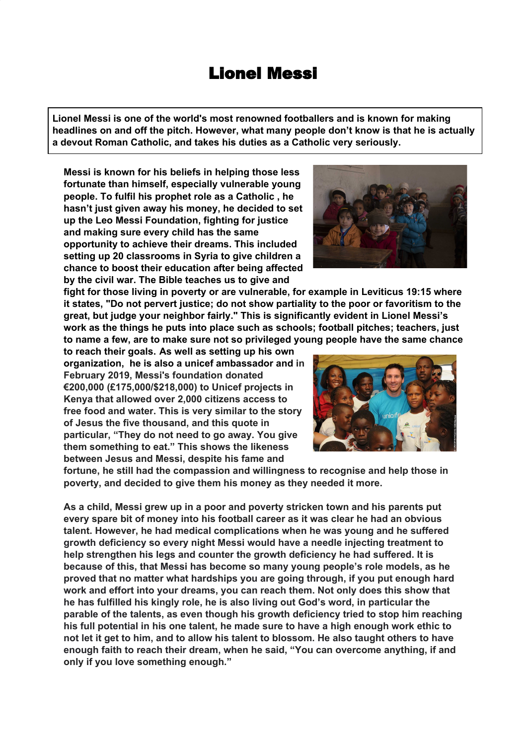# Lionel Messi

**Lionel Messi is one of the world's most renowned footballers and is known for making headlines on and off the pitch. However, what many people don't know is that he is actually a devout Roman Catholic, and takes his duties as a Catholic very seriously.**

**Messi is known for his beliefs in helping those less fortunate than himself, especially vulnerable young people. To fulfil his prophet role as a Catholic , he hasn't just given away his money, he decided to set up the Leo Messi Foundation, fighting for justice and making sure every child has the same opportunity to achieve their dreams. This included setting up 20 classrooms in Syria to give children a chance to boost their education after being affected by the civil war. The Bible teaches us to give and fight for those living in poverty or are vulnerable, for example in Leviticus 19:15 where it states, "Do not pervert justice; do not show partiality to the poor or favoritism to the great, but judge your neighbor fairly." This is significantly evident in Lionel Messi's work as the things he puts into place such as schools; football pitches; teachers, just to name a few, are to make sure not so privileged young people have the same chance to reach their goals. As well as setting up his own organization, he is also a unicef ambassador and in February 2019, Messi's foundation donated €200,000 (£175,000/$218,000) to Unicef projects in Kenya that allowed over 2,000 citizens access to free food and water. This is very similar to the story of Jesus the five thousand, and this quote in particular, "They do not need to go away. You give them something to eat." This shows the likeness between Jesus and Messi, despite his fame and fortune, he still had the compassion and willingness to recognise and help those in poverty, and decided to give them his money as they needed it more.**

**As a child, Messi grew up in a poor and poverty stricken town and his parents put every spare bit of money into his football career as it was clear he had an obvious talent. However, he had medical complications when he was young and he suffered growth deficiency so every night Messi would have a needle injecting treatment to help strengthen his legs and counter the growth deficiency he had suffered. It is because of this, that Messi has become so many young people's role models, as he proved that no matter what hardships you are going through, if you put enough hard work and effort into your dreams, you can reach them. Not only does this show that he has fulfilled his kingly role, he is also living out God's word, in particular the parable of the talents, as even though his growth deficiency tried to stop him reaching his full potential in his one talent, he made sure to have a high enough work ethic to not let it get to him, and to allow his talent to blossom. He also taught others to have enough faith to reach their dream, when he said, "You can overcome anything, if and only if you love something enough."**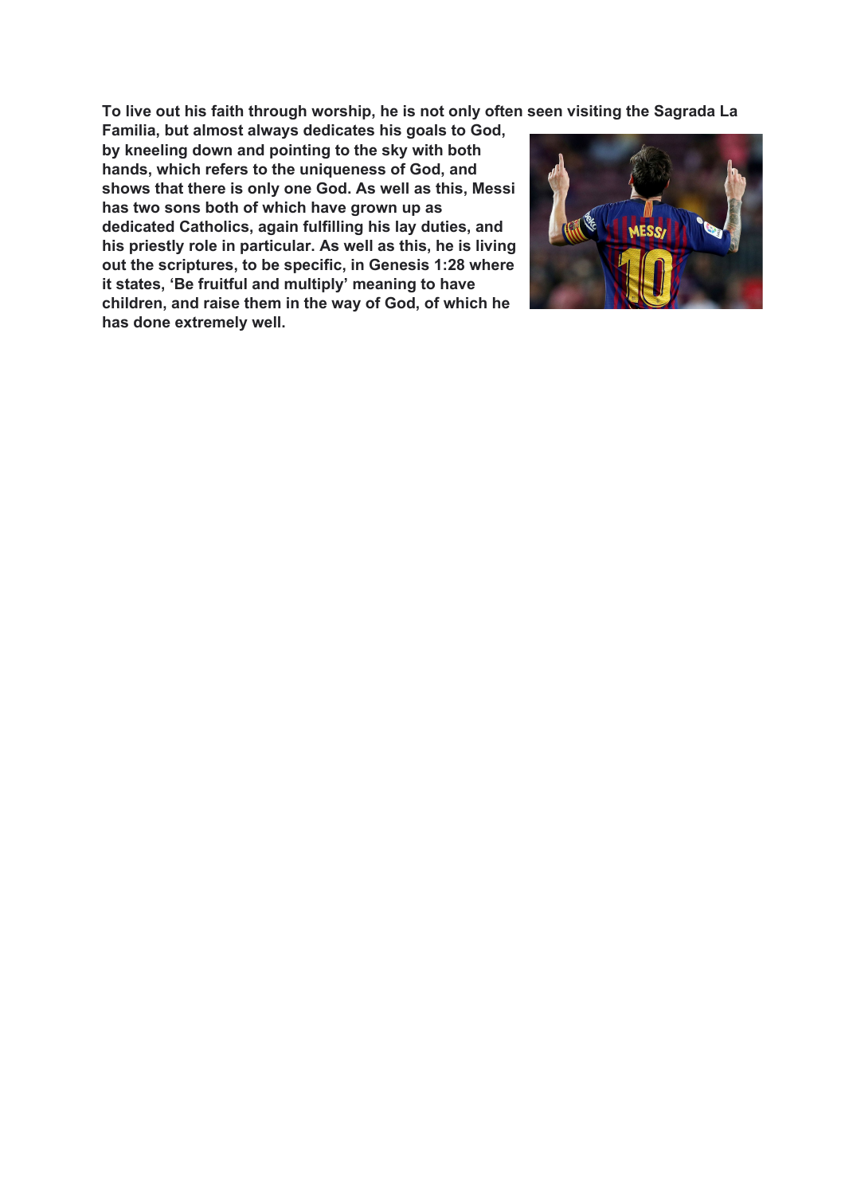**To live out his faith through worship, he is not only often seen visiting the Sagrada La Familia, but almost always dedicates his goals to God, by kneeling down and pointing to the sky with both hands, which refers to the uniqueness of God, and shows that there is only one God. As well as this, Messi has two sons both of which have grown up as dedicated Catholics, again fulfilling his lay duties, and his priestly role in particular. As well as this, he is living out the scriptures, to be specific, in Genesis 1:28 where it states, 'Be fruitful and multiply' meaning to have children, and raise them in the way of God, of which he has done extremely well.**